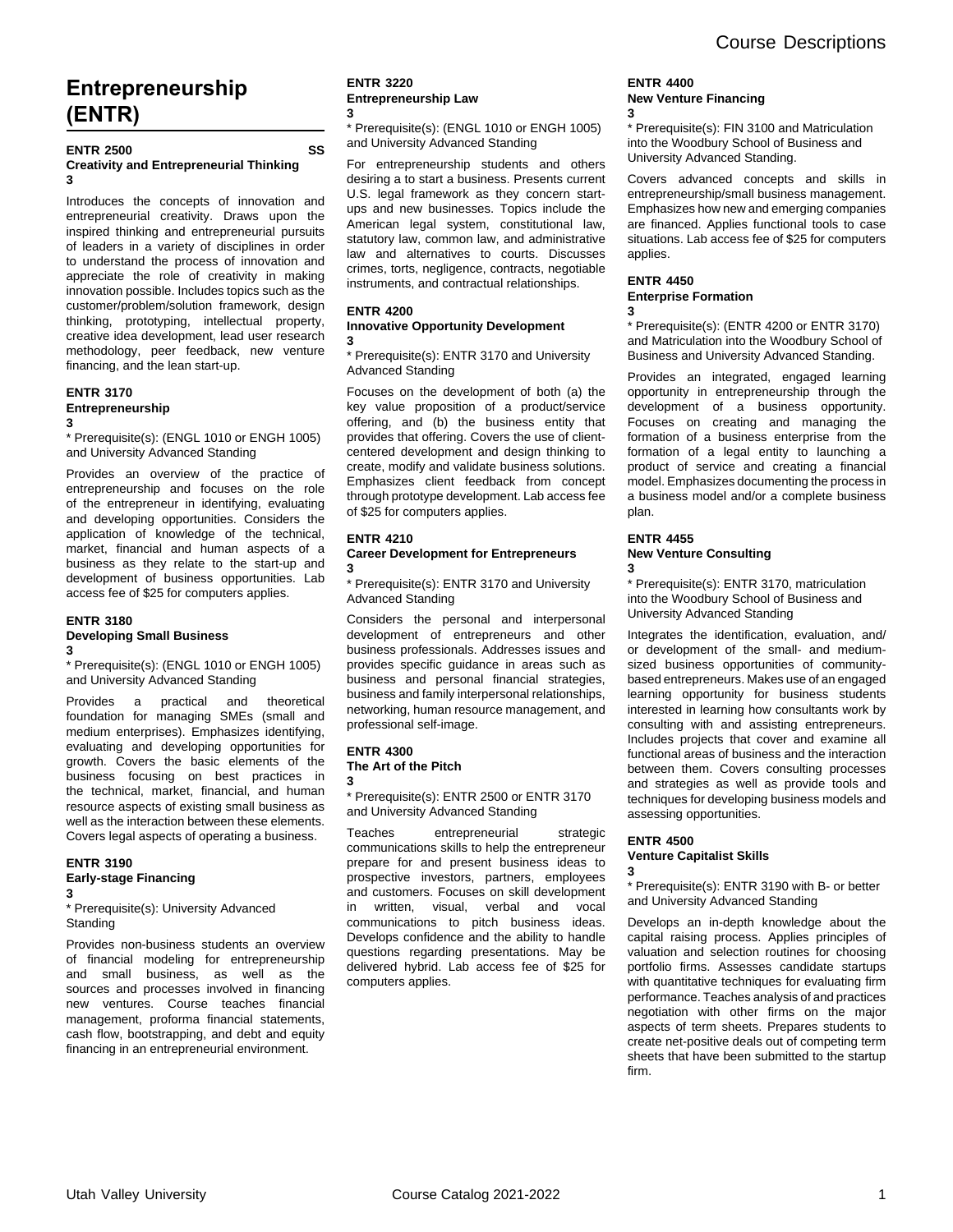# Entrepreneurship (ENTR)

### ENTR 2500 SS
**Creativity and Entrepreneurial Thinking**
**3**

Introduces the concepts of innovation and entrepreneurial creativity. Draws upon the inspired thinking and entrepreneurial pursuits of leaders in a variety of disciplines in order to understand the process of innovation and appreciate the role of creativity in making innovation possible. Includes topics such as the customer/problem/solution framework, design thinking, prototyping, intellectual property, creative idea development, lead user research methodology, peer feedback, new venture financing, and the lean start-up.

### ENTR 3170
**Entrepreneurship**
**3**

* Prerequisite(s): (ENGL 1010 or ENGH 1005) and University Advanced Standing

Provides an overview of the practice of entrepreneurship and focuses on the role of the entrepreneur in identifying, evaluating and developing opportunities. Considers the application of knowledge of the technical, market, financial and human aspects of a business as they relate to the start-up and development of business opportunities. Lab access fee of $25 for computers applies.

### ENTR 3180
**Developing Small Business**
**3**

* Prerequisite(s): (ENGL 1010 or ENGH 1005) and University Advanced Standing

Provides a practical and theoretical foundation for managing SMEs (small and medium enterprises). Emphasizes identifying, evaluating and developing opportunities for growth. Covers the basic elements of the business focusing on best practices in the technical, market, financial, and human resource aspects of existing small business as well as the interaction between these elements. Covers legal aspects of operating a business.

### ENTR 3190
**Early-stage Financing**
**3**

* Prerequisite(s): University Advanced Standing

Provides non-business students an overview of financial modeling for entrepreneurship and small business, as well as the sources and processes involved in financing new ventures. Course teaches financial management, proforma financial statements, cash flow, bootstrapping, and debt and equity financing in an entrepreneurial environment.

### ENTR 3220
**Entrepreneurship Law**
**3**

* Prerequisite(s): (ENGL 1010 or ENGH 1005) and University Advanced Standing

For entrepreneurship students and others desiring a to start a business. Presents current U.S. legal framework as they concern start-ups and new businesses. Topics include the American legal system, constitutional law, statutory law, common law, and administrative law and alternatives to courts. Discusses crimes, torts, negligence, contracts, negotiable instruments, and contractual relationships.

### ENTR 4200
**Innovative Opportunity Development**
**3**

* Prerequisite(s): ENTR 3170 and University Advanced Standing

Focuses on the development of both (a) the key value proposition of a product/service offering, and (b) the business entity that provides that offering. Covers the use of client-centered development and design thinking to create, modify and validate business solutions. Emphasizes client feedback from concept through prototype development. Lab access fee of $25 for computers applies.

### ENTR 4210
**Career Development for Entrepreneurs**
**3**

* Prerequisite(s): ENTR 3170 and University Advanced Standing

Considers the personal and interpersonal development of entrepreneurs and other business professionals. Addresses issues and provides specific guidance in areas such as business and personal financial strategies, business and family interpersonal relationships, networking, human resource management, and professional self-image.

### ENTR 4300
**The Art of the Pitch**
**3**

* Prerequisite(s): ENTR 2500 or ENTR 3170 and University Advanced Standing

Teaches entrepreneurial strategic communications skills to help the entrepreneur prepare for and present business ideas to prospective investors, partners, employees and customers. Focuses on skill development in written, visual, verbal and vocal communications to pitch business ideas. Develops confidence and the ability to handle questions regarding presentations. May be delivered hybrid. Lab access fee of $25 for computers applies.

### ENTR 4400
**New Venture Financing**
**3**

* Prerequisite(s): FIN 3100 and Matriculation into the Woodbury School of Business and University Advanced Standing.

Covers advanced concepts and skills in entrepreneurship/small business management. Emphasizes how new and emerging companies are financed. Applies functional tools to case situations. Lab access fee of $25 for computers applies.

### ENTR 4450
**Enterprise Formation**
**3**

* Prerequisite(s): (ENTR 4200 or ENTR 3170) and Matriculation into the Woodbury School of Business and University Advanced Standing.

Provides an integrated, engaged learning opportunity in entrepreneurship through the development of a business opportunity. Focuses on creating and managing the formation of a business enterprise from the formation of a legal entity to launching a product of service and creating a financial model. Emphasizes documenting the process in a business model and/or a complete business plan.

### ENTR 4455
**New Venture Consulting**
**3**

* Prerequisite(s): ENTR 3170, matriculation into the Woodbury School of Business and University Advanced Standing

Integrates the identification, evaluation, and/or development of the small- and medium-sized business opportunities of community-based entrepreneurs. Makes use of an engaged learning opportunity for business students interested in learning how consultants work by consulting with and assisting entrepreneurs. Includes projects that cover and examine all functional areas of business and the interaction between them. Covers consulting processes and strategies as well as provide tools and techniques for developing business models and assessing opportunities.

### ENTR 4500
**Venture Capitalist Skills**
**3**

* Prerequisite(s): ENTR 3190 with B- or better and University Advanced Standing

Develops an in-depth knowledge about the capital raising process. Applies principles of valuation and selection routines for choosing portfolio firms. Assesses candidate startups with quantitative techniques for evaluating firm performance. Teaches analysis of and practices negotiation with other firms on the major aspects of term sheets. Prepares students to create net-positive deals out of competing term sheets that have been submitted to the startup firm.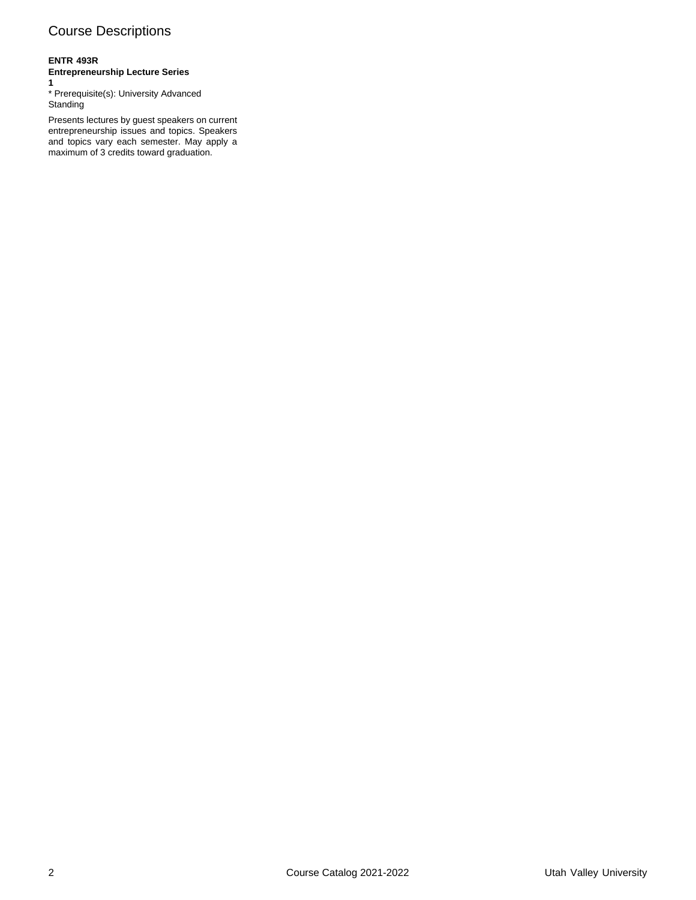**ENTR 493R**
**Entrepreneurship Lecture Series**
**1**
* Prerequisite(s): University Advanced Standing

Presents lectures by guest speakers on current entrepreneurship issues and topics. Speakers and topics vary each semester. May apply a maximum of 3 credits toward graduation.